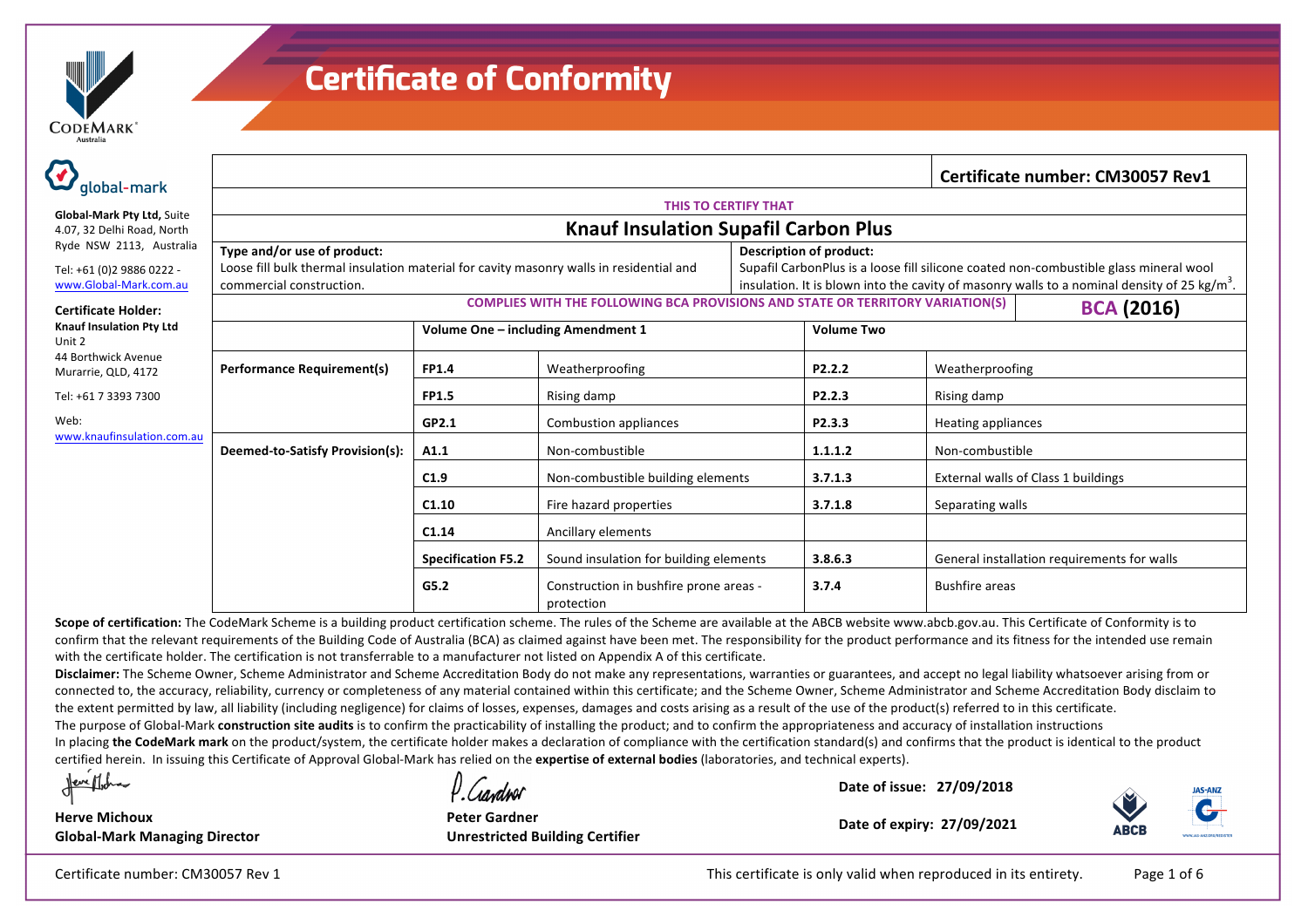# Certificate of Conformity

**Global-Mark Pty Ltd,** Suite 4.07, 32 Delhi Road, North Ryde NSW 2113, Australia

Tel: +61 (0)2 9886 0222 - www.Global-Mark.com.au

**Certificate Holder:**
**Knauf Insulation Pty Ltd**
Unit 2
44 Borthwick Avenue
Murarrie, QLD, 4172

Tel: +61 7 3393 7300

Web: www.knaufinsulation.com.au

**Certificate number: CM30057 Rev1**

THIS TO CERTIFY THAT

## Knauf Insulation Supafil Carbon Plus

**Type and/or use of product:**
Loose fill bulk thermal insulation material for cavity masonry walls in residential and commercial construction.

**Description of product:**
Supafil CarbonPlus is a loose fill silicone coated non-combustible glass mineral wool insulation. It is blown into the cavity of masonry walls to a nominal density of 25 kg/m$^3$.

COMPLIES WITH THE FOLLOWING BCA PROVISIONS AND STATE OR TERRITORY VARIATION(S) — **BCA (2016)**

| | Volume One – including Amendment 1 | | Volume Two | |
|---|---|---|---|---|
| **Performance Requirement(s)** | **FP1.4** | Weatherproofing | **P2.2.2** | Weatherproofing |
| | **FP1.5** | Rising damp | **P2.2.3** | Rising damp |
| | **GP2.1** | Combustion appliances | **P2.3.3** | Heating appliances |
| **Deemed-to-Satisfy Provision(s):** | **A1.1** | Non-combustible | **1.1.1.2** | Non-combustible |
| | **C1.9** | Non-combustible building elements | **3.7.1.3** | External walls of Class 1 buildings |
| | **C1.10** | Fire hazard properties | **3.7.1.8** | Separating walls |
| | **C1.14** | Ancillary elements | | |
| | **Specification F5.2** | Sound insulation for building elements | **3.8.6.3** | General installation requirements for walls |
| | **G5.2** | Construction in bushfire prone areas - protection | **3.7.4** | Bushfire areas |

**Scope of certification:** The CodeMark Scheme is a building product certification scheme. The rules of the Scheme are available at the ABCB website www.abcb.gov.au. This Certificate of Conformity is to confirm that the relevant requirements of the Building Code of Australia (BCA) as claimed against have been met. The responsibility for the product performance and its fitness for the intended use remain with the certificate holder. The certification is not transferrable to a manufacturer not listed on Appendix A of this certificate.

**Disclaimer:** The Scheme Owner, Scheme Administrator and Scheme Accreditation Body do not make any representations, warranties or guarantees, and accept no legal liability whatsoever arising from or connected to, the accuracy, reliability, currency or completeness of any material contained within this certificate; and the Scheme Owner, Scheme Administrator and Scheme Accreditation Body disclaim to the extent permitted by law, all liability (including negligence) for claims of losses, expenses, damages and costs arising as a result of the use of the product(s) referred to in this certificate.

The purpose of Global-Mark **construction site audits** is to confirm the practicability of installing the product; and to confirm the appropriateness and accuracy of installation instructions

In placing **the CodeMark mark** on the product/system, the certificate holder makes a declaration of compliance with the certification standard(s) and confirms that the product is identical to the product certified herein. In issuing this Certificate of Approval Global-Mark has relied on the **expertise of external bodies** (laboratories, and technical experts).

**Herve Michoux**
**Global-Mark Managing Director**

**Peter Gardner**
**Unrestricted Building Certifier**

**Date of issue: 27/09/2018**

**Date of expiry: 27/09/2021**

This certificate is only valid when reproduced in its entirety.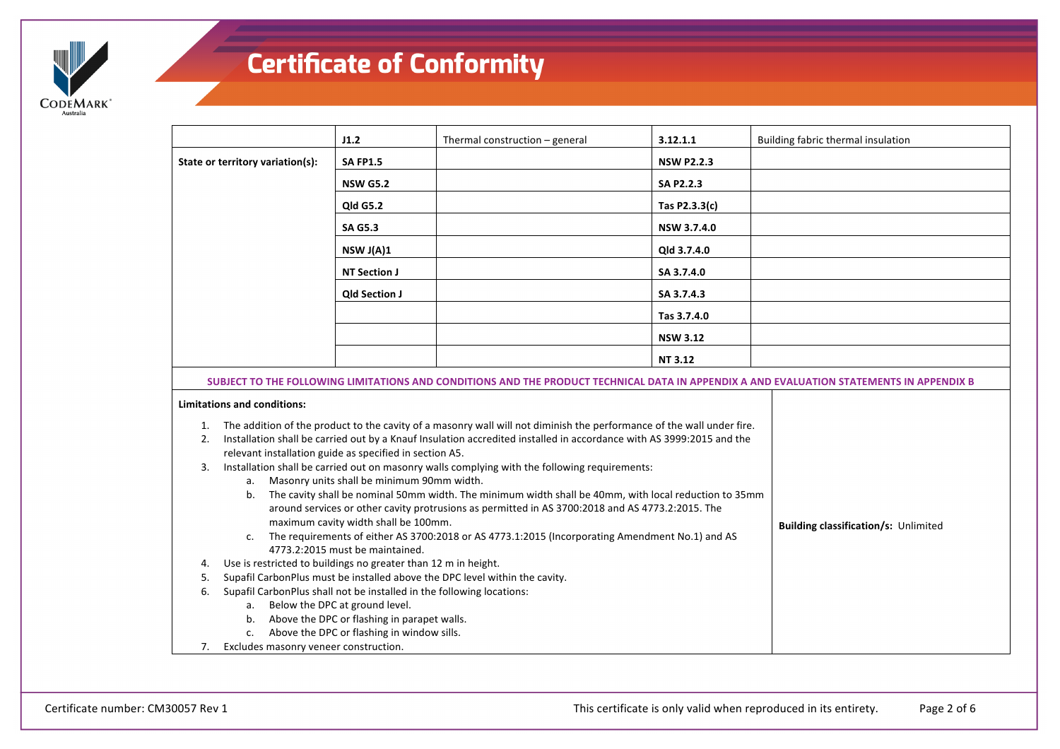# Certificate of Conformity

| | | | | |
|---|---|---|---|---|
| | **J1.2** | Thermal construction – general | **3.12.1.1** | Building fabric thermal insulation |
| **State or territory variation(s):** | **SA FP1.5** | | **NSW P2.2.3** | |
| | **NSW G5.2** | | **SA P2.2.3** | |
| | **Qld G5.2** | | **Tas P2.3.3(c)** | |
| | **SA G5.3** | | **NSW 3.7.4.0** | |
| | **NSW J(A)1** | | **Qld 3.7.4.0** | |
| | **NT Section J** | | **SA 3.7.4.0** | |
| | **Qld Section J** | | **SA 3.7.4.3** | |
| | | | **Tas 3.7.4.0** | |
| | | | **NSW 3.12** | |
| | | | **NT 3.12** | |

**SUBJECT TO THE FOLLOWING LIMITATIONS AND CONDITIONS AND THE PRODUCT TECHNICAL DATA IN APPENDIX A AND EVALUATION STATEMENTS IN APPENDIX B**

**Limitations and conditions:**

1. The addition of the product to the cavity of a masonry wall will not diminish the performance of the wall under fire.
2. Installation shall be carried out by a Knauf Insulation accredited installed in accordance with AS 3999:2015 and the relevant installation guide as specified in section A5.
3. Installation shall be carried out on masonry walls complying with the following requirements:
   a. Masonry units shall be minimum 90mm width.
   b. The cavity shall be nominal 50mm width. The minimum width shall be 40mm, with local reduction to 35mm around services or other cavity protrusions as permitted in AS 3700:2018 and AS 4773.2:2015. The maximum cavity width shall be 100mm.
   c. The requirements of either AS 3700:2018 or AS 4773.1:2015 (Incorporating Amendment No.1) and AS 4773.2:2015 must be maintained.
4. Use is restricted to buildings no greater than 12 m in height.
5. Supafil CarbonPlus must be installed above the DPC level within the cavity.
6. Supafil CarbonPlus shall not be installed in the following locations:
   a. Below the DPC at ground level.
   b. Above the DPC or flashing in parapet walls.
   c. Above the DPC or flashing in window sills.
7. Excludes masonry veneer construction.

**Building classification/s:** Unlimited

Certificate number: CM30057 Rev 1

This certificate is only valid when reproduced in its entirety.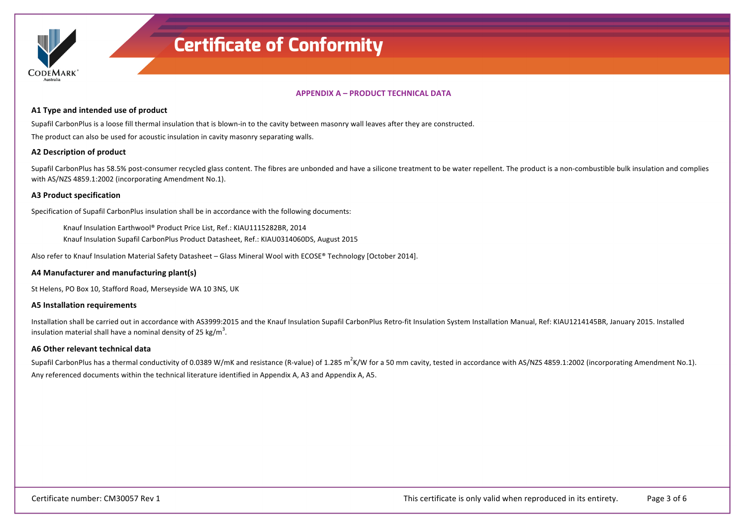# Certificate of Conformity

## APPENDIX A – PRODUCT TECHNICAL DATA

### A1 Type and intended use of product

Supafil CarbonPlus is a loose fill thermal insulation that is blown-in to the cavity between masonry wall leaves after they are constructed.

The product can also be used for acoustic insulation in cavity masonry separating walls.

### A2 Description of product

Supafil CarbonPlus has 58.5% post-consumer recycled glass content. The fibres are unbonded and have a silicone treatment to be water repellent. The product is a non-combustible bulk insulation and complies with AS/NZS 4859.1:2002 (incorporating Amendment No.1).

### A3 Product specification

Specification of Supafil CarbonPlus insulation shall be in accordance with the following documents:

Knauf Insulation Earthwool® Product Price List, Ref.: KIAU1115282BR, 2014
Knauf Insulation Supafil CarbonPlus Product Datasheet, Ref.: KIAU0314060DS, August 2015

Also refer to Knauf Insulation Material Safety Datasheet – Glass Mineral Wool with ECOSE® Technology [October 2014].

### A4 Manufacturer and manufacturing plant(s)

St Helens, PO Box 10, Stafford Road, Merseyside WA 10 3NS, UK

### A5 Installation requirements

Installation shall be carried out in accordance with AS3999:2015 and the Knauf Insulation Supafil CarbonPlus Retro-fit Insulation System Installation Manual, Ref: KIAU1214145BR, January 2015. Installed insulation material shall have a nominal density of 25 kg/m$^3$.

### A6 Other relevant technical data

Supafil CarbonPlus has a thermal conductivity of 0.0389 W/mK and resistance (R-value) of 1.285 m$^2$K/W for a 50 mm cavity, tested in accordance with AS/NZS 4859.1:2002 (incorporating Amendment No.1).

Any referenced documents within the technical literature identified in Appendix A, A3 and Appendix A, A5.

Certificate number: CM30057 Rev 1

This certificate is only valid when reproduced in its entirety.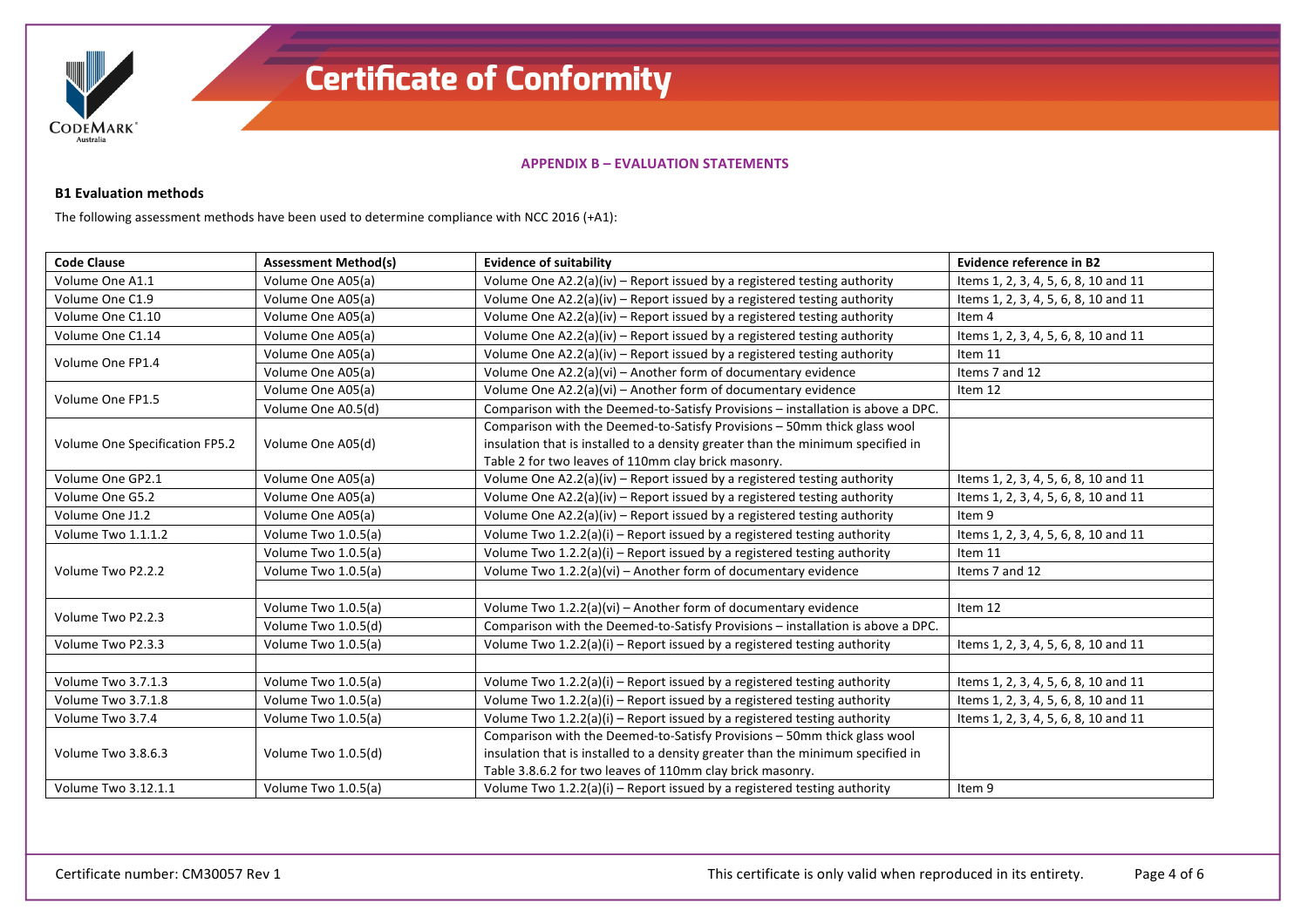**APPENDIX B – EVALUATION STATEMENTS**

**B1 Evaluation methods**

The following assessment methods have been used to determine compliance with NCC 2016 (+A1):

| Code Clause | Assessment Method(s) | Evidence of suitability | Evidence reference in B2 |
|---|---|---|---|
| Volume One A1.1 | Volume One A05(a) | Volume One A2.2(a)(iv) – Report issued by a registered testing authority | Items 1, 2, 3, 4, 5, 6, 8, 10 and 11 |
| Volume One C1.9 | Volume One A05(a) | Volume One A2.2(a)(iv) – Report issued by a registered testing authority | Items 1, 2, 3, 4, 5, 6, 8, 10 and 11 |
| Volume One C1.10 | Volume One A05(a) | Volume One A2.2(a)(iv) – Report issued by a registered testing authority | Item 4 |
| Volume One C1.14 | Volume One A05(a) | Volume One A2.2(a)(iv) – Report issued by a registered testing authority | Items 1, 2, 3, 4, 5, 6, 8, 10 and 11 |
| Volume One FP1.4 | Volume One A05(a) | Volume One A2.2(a)(iv) – Report issued by a registered testing authority | Item 11 |
| | Volume One A05(a) | Volume One A2.2(a)(vi) – Another form of documentary evidence | Items 7 and 12 |
| Volume One FP1.5 | Volume One A05(a) | Volume One A2.2(a)(vi) – Another form of documentary evidence | Item 12 |
| | Volume One A0.5(d) | Comparison with the Deemed-to-Satisfy Provisions – installation is above a DPC. | |
| Volume One Specification FP5.2 | Volume One A05(d) | Comparison with the Deemed-to-Satisfy Provisions – 50mm thick glass wool insulation that is installed to a density greater than the minimum specified in Table 2 for two leaves of 110mm clay brick masonry. | |
| Volume One GP2.1 | Volume One A05(a) | Volume One A2.2(a)(iv) – Report issued by a registered testing authority | Items 1, 2, 3, 4, 5, 6, 8, 10 and 11 |
| Volume One G5.2 | Volume One A05(a) | Volume One A2.2(a)(iv) – Report issued by a registered testing authority | Items 1, 2, 3, 4, 5, 6, 8, 10 and 11 |
| Volume One J1.2 | Volume One A05(a) | Volume One A2.2(a)(iv) – Report issued by a registered testing authority | Item 9 |
| Volume Two 1.1.1.2 | Volume Two 1.0.5(a) | Volume Two 1.2.2(a)(i) – Report issued by a registered testing authority | Items 1, 2, 3, 4, 5, 6, 8, 10 and 11 |
| Volume Two P2.2.2 | Volume Two 1.0.5(a) | Volume Two 1.2.2(a)(i) – Report issued by a registered testing authority | Item 11 |
| | Volume Two 1.0.5(a) | Volume Two 1.2.2(a)(vi) – Another form of documentary evidence | Items 7 and 12 |
| | | | |
| Volume Two P2.2.3 | Volume Two 1.0.5(a) | Volume Two 1.2.2(a)(vi) – Another form of documentary evidence | Item 12 |
| | Volume Two 1.0.5(d) | Comparison with the Deemed-to-Satisfy Provisions – installation is above a DPC. | |
| Volume Two P2.3.3 | Volume Two 1.0.5(a) | Volume Two 1.2.2(a)(i) – Report issued by a registered testing authority | Items 1, 2, 3, 4, 5, 6, 8, 10 and 11 |
| | | | |
| Volume Two 3.7.1.3 | Volume Two 1.0.5(a) | Volume Two 1.2.2(a)(i) – Report issued by a registered testing authority | Items 1, 2, 3, 4, 5, 6, 8, 10 and 11 |
| Volume Two 3.7.1.8 | Volume Two 1.0.5(a) | Volume Two 1.2.2(a)(i) – Report issued by a registered testing authority | Items 1, 2, 3, 4, 5, 6, 8, 10 and 11 |
| Volume Two 3.7.4 | Volume Two 1.0.5(a) | Volume Two 1.2.2(a)(i) – Report issued by a registered testing authority | Items 1, 2, 3, 4, 5, 6, 8, 10 and 11 |
| Volume Two 3.8.6.3 | Volume Two 1.0.5(d) | Comparison with the Deemed-to-Satisfy Provisions – 50mm thick glass wool insulation that is installed to a density greater than the minimum specified in Table 3.8.6.2 for two leaves of 110mm clay brick masonry. | |
| Volume Two 3.12.1.1 | Volume Two 1.0.5(a) | Volume Two 1.2.2(a)(i) – Report issued by a registered testing authority | Item 9 |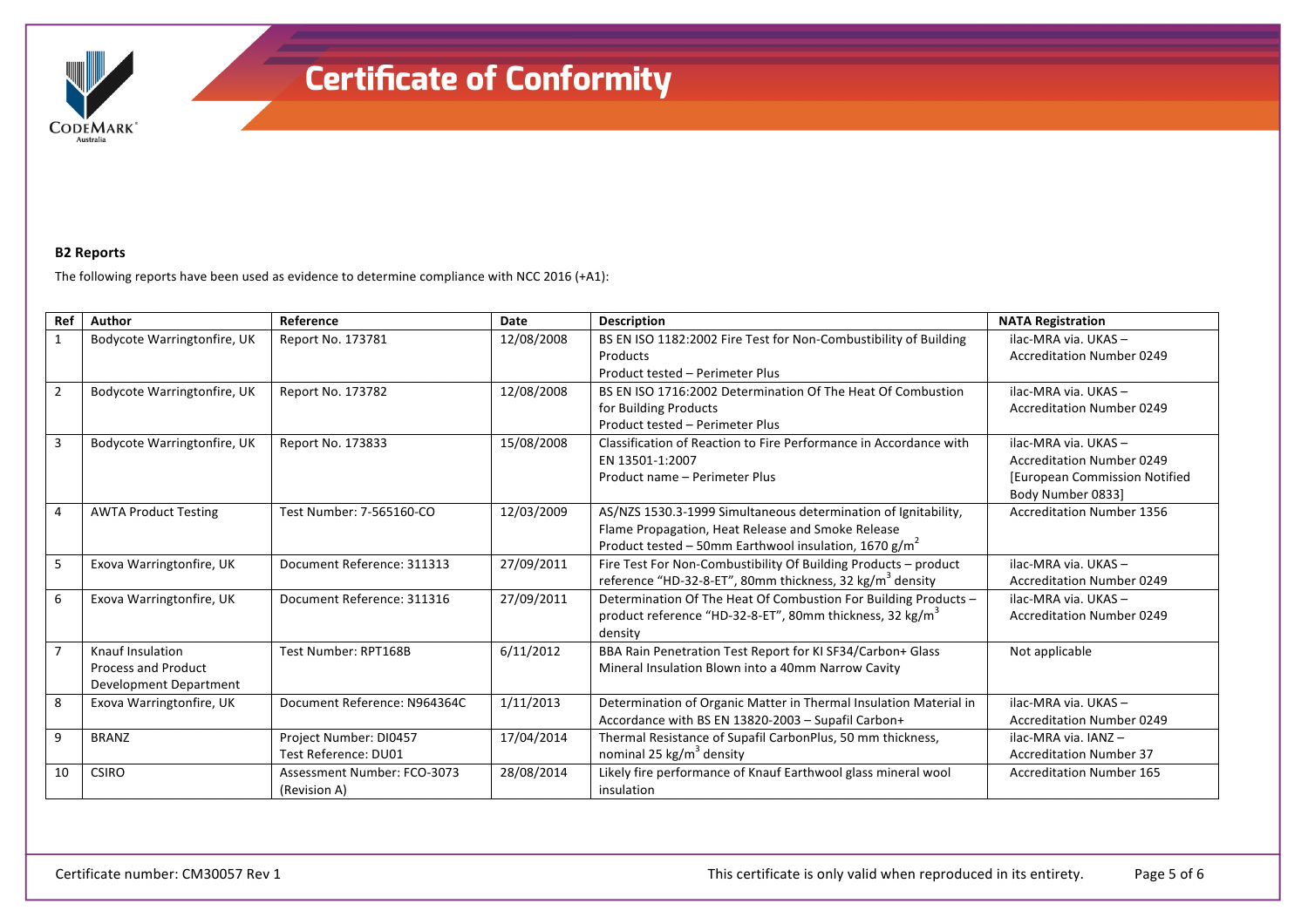**B2 Reports**

The following reports have been used as evidence to determine compliance with NCC 2016 (+A1):

| Ref | Author | Reference | Date | Description | NATA Registration |
|---|---|---|---|---|---|
| 1 | Bodycote Warringtonfire, UK | Report No. 173781 | 12/08/2008 | BS EN ISO 1182:2002 Fire Test for Non-Combustibility of Building Products<br>Product tested – Perimeter Plus | ilac-MRA via. UKAS – Accreditation Number 0249 |
| 2 | Bodycote Warringtonfire, UK | Report No. 173782 | 12/08/2008 | BS EN ISO 1716:2002 Determination Of The Heat Of Combustion for Building Products<br>Product tested – Perimeter Plus | ilac-MRA via. UKAS – Accreditation Number 0249 |
| 3 | Bodycote Warringtonfire, UK | Report No. 173833 | 15/08/2008 | Classification of Reaction to Fire Performance in Accordance with EN 13501-1:2007<br>Product name – Perimeter Plus | ilac-MRA via. UKAS – Accreditation Number 0249 [European Commission Notified Body Number 0833] |
| 4 | AWTA Product Testing | Test Number: 7-565160-CO | 12/03/2009 | AS/NZS 1530.3-1999 Simultaneous determination of Ignitability, Flame Propagation, Heat Release and Smoke Release<br>Product tested – 50mm Earthwool insulation, 1670 g/m$^2$ | Accreditation Number 1356 |
| 5 | Exova Warringtonfire, UK | Document Reference: 311313 | 27/09/2011 | Fire Test For Non-Combustibility Of Building Products – product reference "HD-32-8-ET", 80mm thickness, 32 kg/m$^3$ density | ilac-MRA via. UKAS – Accreditation Number 0249 |
| 6 | Exova Warringtonfire, UK | Document Reference: 311316 | 27/09/2011 | Determination Of The Heat Of Combustion For Building Products – product reference "HD-32-8-ET", 80mm thickness, 32 kg/m$^3$ density | ilac-MRA via. UKAS – Accreditation Number 0249 |
| 7 | Knauf Insulation Process and Product Development Department | Test Number: RPT168B | 6/11/2012 | BBA Rain Penetration Test Report for KI SF34/Carbon+ Glass Mineral Insulation Blown into a 40mm Narrow Cavity | Not applicable |
| 8 | Exova Warringtonfire, UK | Document Reference: N964364C | 1/11/2013 | Determination of Organic Matter in Thermal Insulation Material in Accordance with BS EN 13820-2003 – Supafil Carbon+ | ilac-MRA via. UKAS – Accreditation Number 0249 |
| 9 | BRANZ | Project Number: DI0457<br>Test Reference: DU01 | 17/04/2014 | Thermal Resistance of Supafil CarbonPlus, 50 mm thickness, nominal 25 kg/m$^3$ density | ilac-MRA via. IANZ – Accreditation Number 37 |
| 10 | CSIRO | Assessment Number: FCO-3073 (Revision A) | 28/08/2014 | Likely fire performance of Knauf Earthwool glass mineral wool insulation | Accreditation Number 165 |

Certificate number: CM30057 Rev 1

This certificate is only valid when reproduced in its entirety.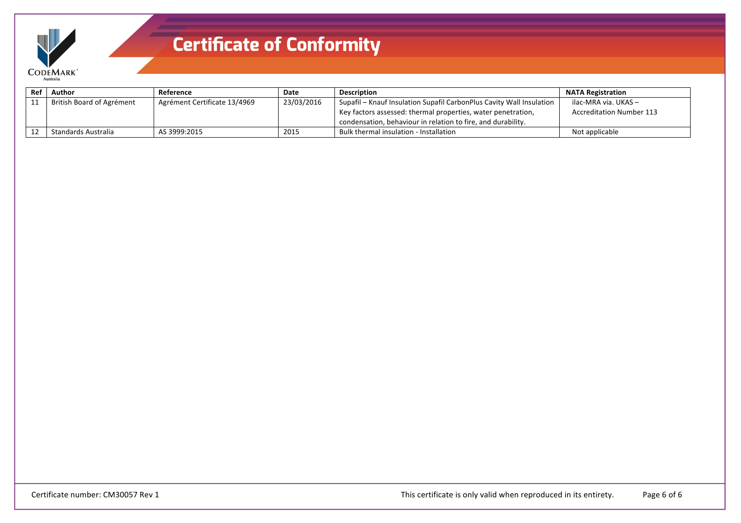# Certificate of Conformity

| Ref | Author | Reference | Date | Description | NATA Registration |
| --- | --- | --- | --- | --- | --- |
| 11 | British Board of Agrément | Agrément Certificate 13/4969 | 23/03/2016 | Supafil – Knauf Insulation Supafil CarbonPlus Cavity Wall Insulation Key factors assessed: thermal properties, water penetration, condensation, behaviour in relation to fire, and durability. | ilac-MRA via. UKAS – Accreditation Number 113 |
| 12 | Standards Australia | AS 3999:2015 | 2015 | Bulk thermal insulation - Installation | Not applicable |

Certificate number: CM30057 Rev 1

This certificate is only valid when reproduced in its entirety.